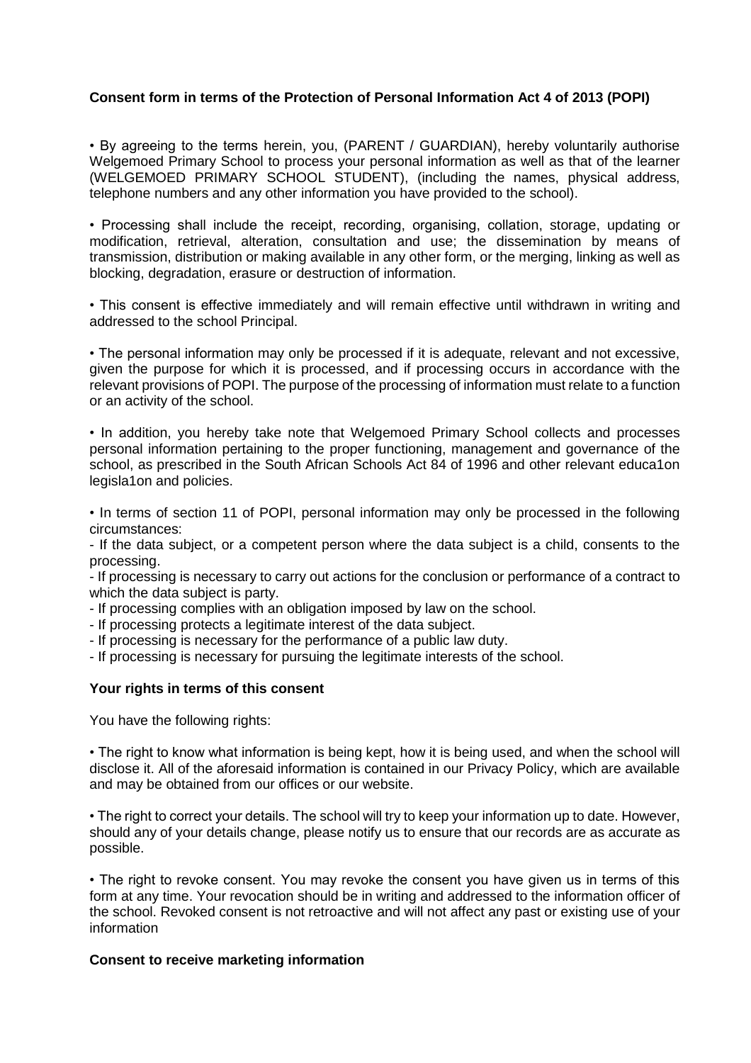**Consent form in terms of the Protection of Personal Information Act 4 of 2013 (POPI)**

• By agreeing to the terms herein, you, (PARENT / GUARDIAN), hereby voluntarily authorise Welgemoed Primary School to process your personal information as well as that of the learner (WELGEMOED PRIMARY SCHOOL STUDENT), (including the names, physical address, telephone numbers and any other information you have provided to the school).

• Processing shall include the receipt, recording, organising, collation, storage, updating or modification, retrieval, alteration, consultation and use; the dissemination by means of transmission, distribution or making available in any other form, or the merging, linking as well as blocking, degradation, erasure or destruction of information.

• This consent is effective immediately and will remain effective until withdrawn in writing and addressed to the school Principal.

• The personal information may only be processed if it is adequate, relevant and not excessive, given the purpose for which it is processed, and if processing occurs in accordance with the relevant provisions of POPI. The purpose of the processing of information must relate to a function or an activity of the school.

• In addition, you hereby take note that Welgemoed Primary School collects and processes personal information pertaining to the proper functioning, management and governance of the school, as prescribed in the South African Schools Act 84 of 1996 and other relevant educa1on legisla1on and policies.

• In terms of section 11 of POPI, personal information may only be processed in the following circumstances:

- If the data subject, or a competent person where the data subject is a child, consents to the processing.
- If processing is necessary to carry out actions for the conclusion or performance of a contract to which the data subject is party.
- If processing complies with an obligation imposed by law on the school.
- If processing protects a legitimate interest of the data subject.
- If processing is necessary for the performance of a public law duty.
- If processing is necessary for pursuing the legitimate interests of the school.

**Your rights in terms of this consent**

You have the following rights:

• The right to know what information is being kept, how it is being used, and when the school will disclose it. All of the aforesaid information is contained in our Privacy Policy, which are available and may be obtained from our offices or our website.

• The right to correct your details. The school will try to keep your information up to date. However, should any of your details change, please notify us to ensure that our records are as accurate as possible.

• The right to revoke consent. You may revoke the consent you have given us in terms of this form at any time. Your revocation should be in writing and addressed to the information officer of the school. Revoked consent is not retroactive and will not affect any past or existing use of your information

**Consent to receive marketing information**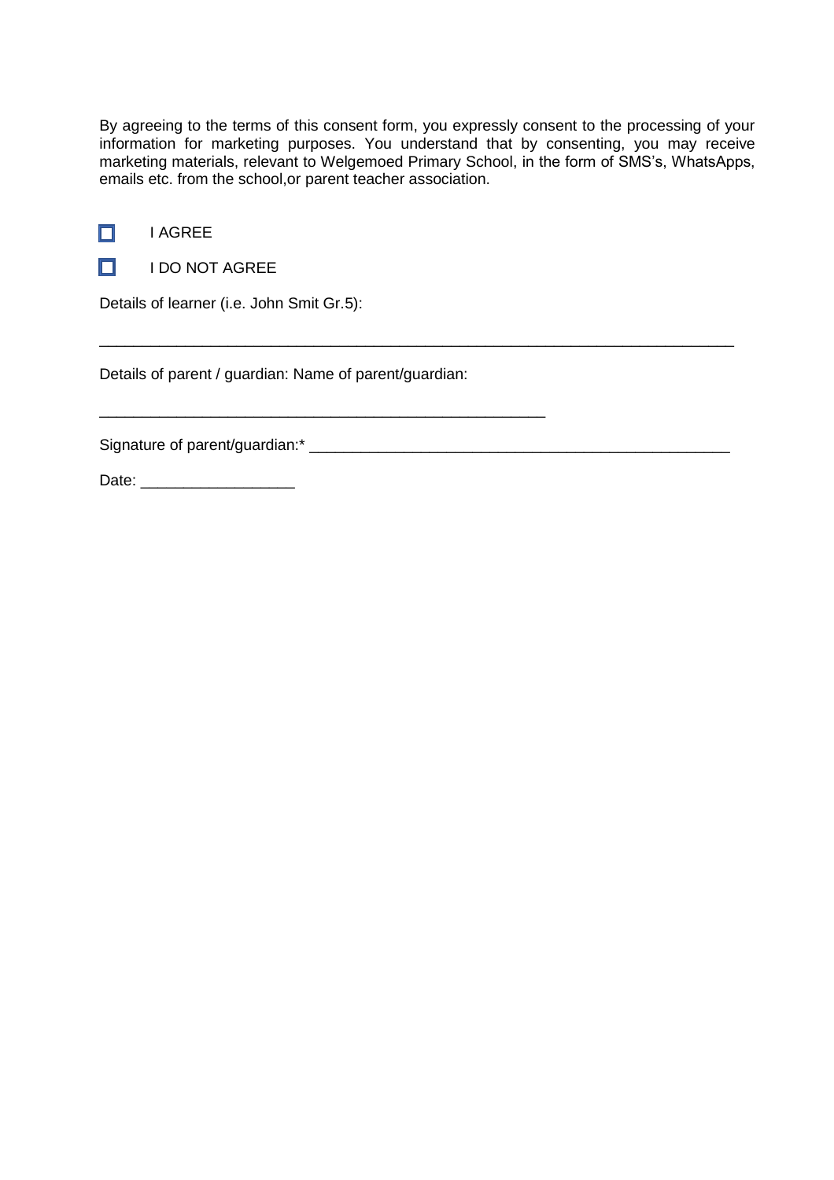By agreeing to the terms of this consent form, you expressly consent to the processing of your information for marketing purposes. You understand that by consenting, you may receive marketing materials, relevant to Welgemoed Primary School, in the form of SMS's, WhatsApps, emails etc. from the school,or parent teacher association.

☐ I AGREE

☐ I DO NOT AGREE

Details of learner (i.e. John Smit Gr.5):

_____________________________________________________________________________

Details of parent / guardian: Name of parent/guardian:

_____________________________________________________

Signature of parent/guardian:* __________________________________________________

Date: __________________